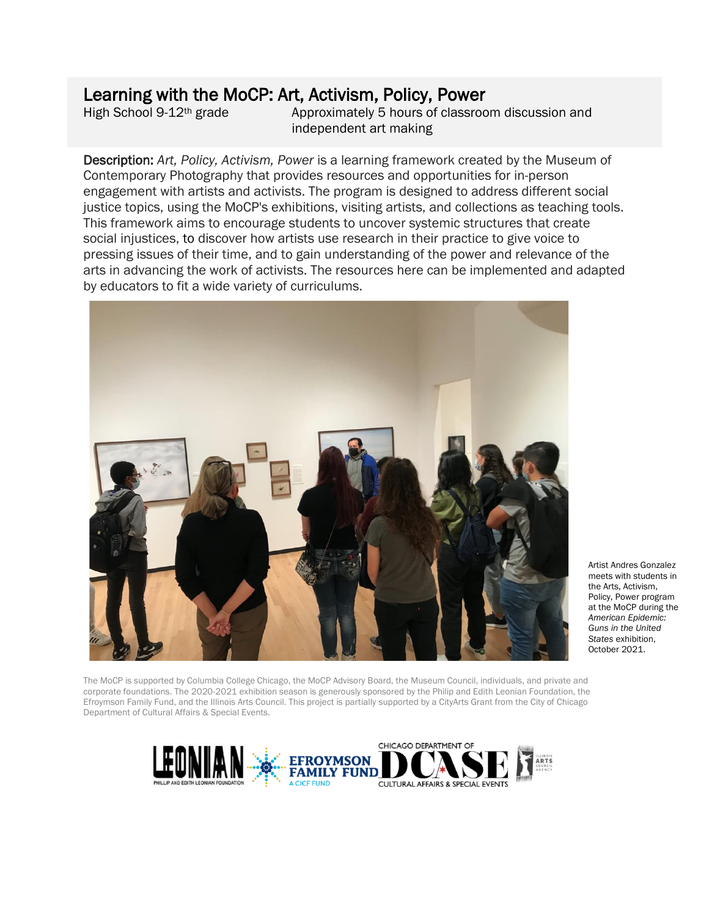# Learning with the MoCP: Art, Activism, Policy, Power

High School 9-12th grade

Approximately 5 hours of classroom discussion and independent art making

**Description:** *Art, Policy, Activism, Power* is a learning framework created by the Museum of Contemporary Photography that provides resources and opportunities for in-person engagement with artists and activists. The program is designed to address different social justice topics, using the MoCP's exhibitions, visiting artists, and collections as teaching tools. This framework aims to encourage students to uncover systemic structures that create social injustices, to discover how artists use research in their practice to give voice to pressing issues of their time, and to gain understanding of the power and relevance of the arts in advancing the work of activists. The resources here can be implemented and adapted by educators to fit a wide variety of curriculums.

Artist Andres Gonzalez meets with students in the Arts, Activism, Policy, Power program at the MoCP during the *American Epidemic: Guns in the United States* exhibition, October 2021.

The MoCP is supported by Columbia College Chicago, the MoCP Advisory Board, the Museum Council, individuals, and private and corporate foundations. The 2020-2021 exhibition season is generously sponsored by the Philip and Edith Leonian Foundation, the Efroymson Family Fund, and the Illinois Arts Council. This project is partially supported by a CityArts Grant from the City of Chicago Department of Cultural Affairs & Special Events.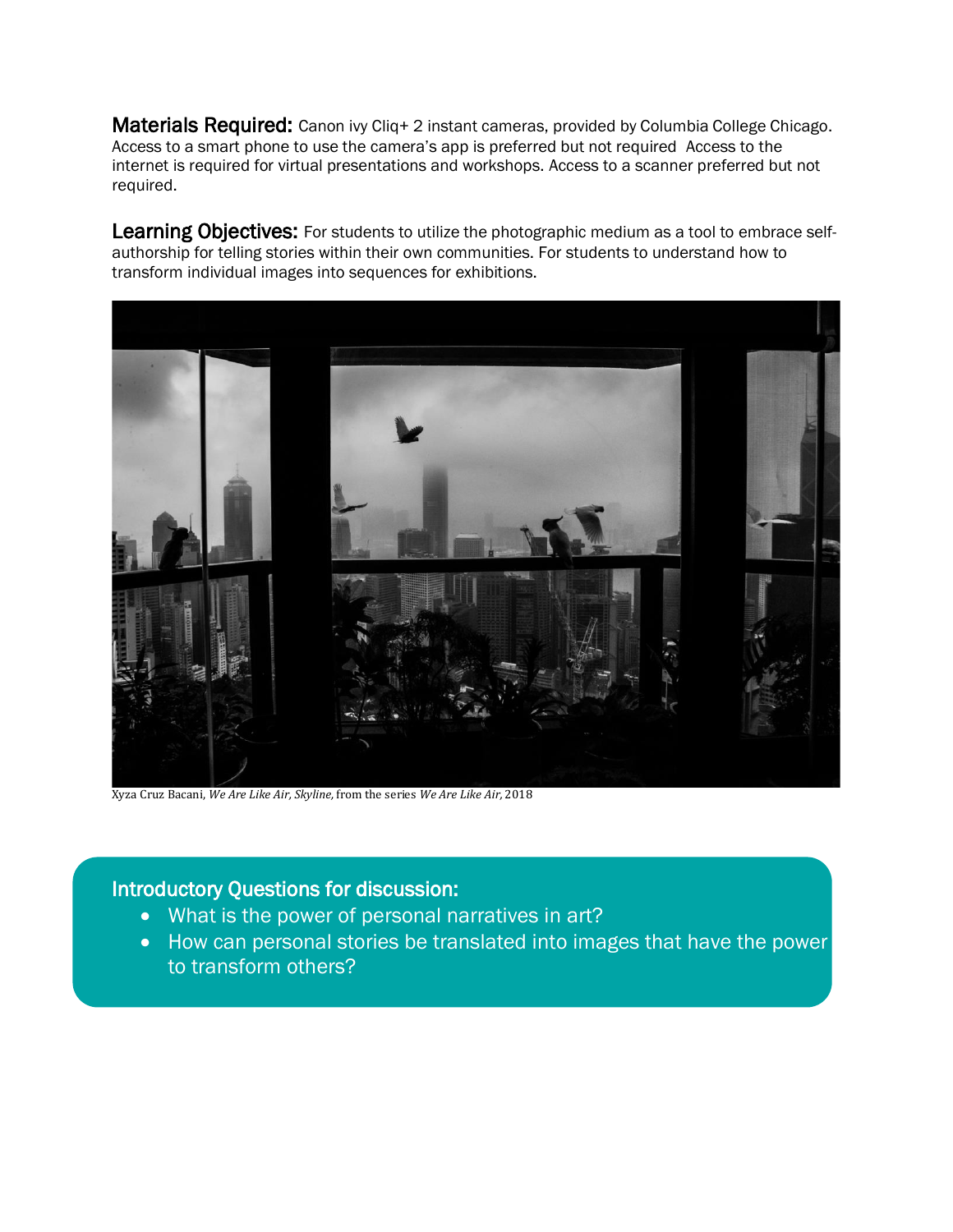**Materials Required:** Canon ivy Cliq+ 2 instant cameras, provided by Columbia College Chicago. Access to a smart phone to use the camera's app is preferred but not required Access to the internet is required for virtual presentations and workshops. Access to a scanner preferred but not required.

**Learning Objectives:** For students to utilize the photographic medium as a tool to embrace self-authorship for telling stories within their own communities. For students to understand how to transform individual images into sequences for exhibitions.

Xyza Cruz Bacani, *We Are Like Air, Skyline,* from the series *We Are Like Air,* 2018

### Introductory Questions for discussion:

- What is the power of personal narratives in art?
- How can personal stories be translated into images that have the power to transform others?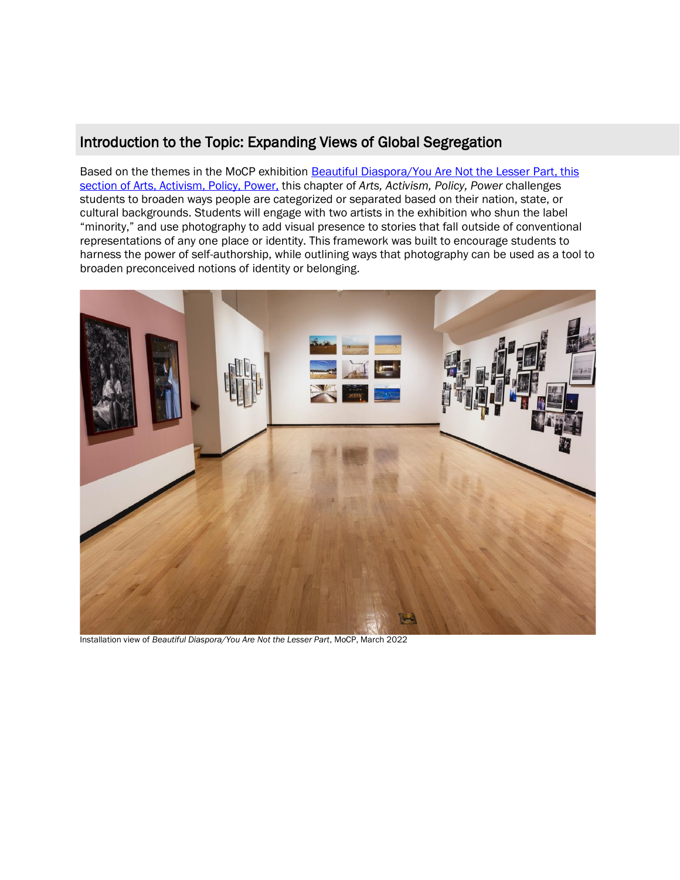## Introduction to the Topic: Expanding Views of Global Segregation

Based on the themes in the MoCP exhibition [Beautiful Diaspora/You Are Not the Lesser Part, this section of Arts, Activism, Policy, Power,](#) this chapter of *Arts, Activism, Policy, Power* challenges students to broaden ways people are categorized or separated based on their nation, state, or cultural backgrounds. Students will engage with two artists in the exhibition who shun the label "minority," and use photography to add visual presence to stories that fall outside of conventional representations of any one place or identity. This framework was built to encourage students to harness the power of self-authorship, while outlining ways that photography can be used as a tool to broaden preconceived notions of identity or belonging.

Installation view of *Beautiful Diaspora/You Are Not the Lesser Part*, MoCP, March 2022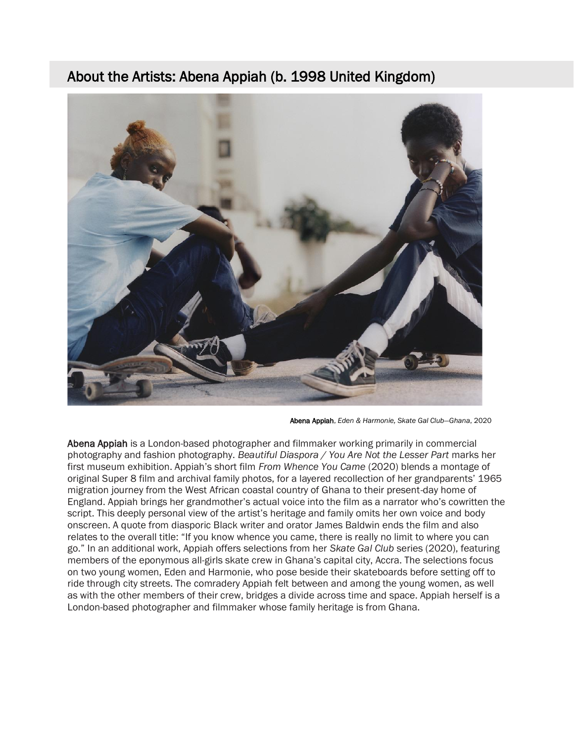## About the Artists: Abena Appiah (b. 1998 United Kingdom)

**Abena Appiah**, *Eden & Harmonie, Skate Gal Club—Ghana*, 2020

**Abena Appiah** is a London-based photographer and filmmaker working primarily in commercial photography and fashion photography. *Beautiful Diaspora / You Are Not the Lesser Part* marks her first museum exhibition. Appiah's short film *From Whence You Came* (2020) blends a montage of original Super 8 film and archival family photos, for a layered recollection of her grandparents' 1965 migration journey from the West African coastal country of Ghana to their present-day home of England. Appiah brings her grandmother's actual voice into the film as a narrator who's cowritten the script. This deeply personal view of the artist's heritage and family omits her own voice and body onscreen. A quote from diasporic Black writer and orator James Baldwin ends the film and also relates to the overall title: "If you know whence you came, there is really no limit to where you can go." In an additional work, Appiah offers selections from her *Skate Gal Club* series (2020), featuring members of the eponymous all-girls skate crew in Ghana's capital city, Accra. The selections focus on two young women, Eden and Harmonie, who pose beside their skateboards before setting off to ride through city streets. The comradery Appiah felt between and among the young women, as well as with the other members of their crew, bridges a divide across time and space. Appiah herself is a London-based photographer and filmmaker whose family heritage is from Ghana.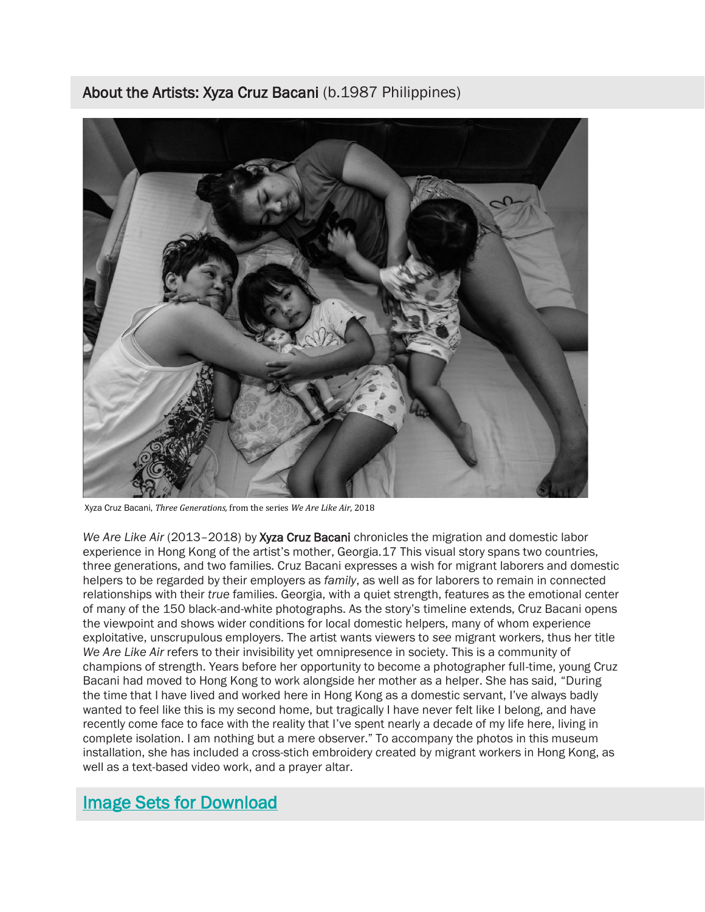## About the Artists: Xyza Cruz Bacani (b.1987 Philippines)

Xyza Cruz Bacani, *Three Generations,* from the series *We Are Like Air,* 2018

*We Are Like Air* (2013–2018) by Xyza Cruz Bacani chronicles the migration and domestic labor experience in Hong Kong of the artist's mother, Georgia.17 This visual story spans two countries, three generations, and two families. Cruz Bacani expresses a wish for migrant laborers and domestic helpers to be regarded by their employers as *family*, as well as for laborers to remain in connected relationships with their *true* families. Georgia, with a quiet strength, features as the emotional center of many of the 150 black-and-white photographs. As the story's timeline extends, Cruz Bacani opens the viewpoint and shows wider conditions for local domestic helpers, many of whom experience exploitative, unscrupulous employers. The artist wants viewers to *see* migrant workers, thus her title *We Are Like Air* refers to their invisibility yet omnipresence in society. This is a community of champions of strength. Years before her opportunity to become a photographer full-time, young Cruz Bacani had moved to Hong Kong to work alongside her mother as a helper. She has said, "During the time that I have lived and worked here in Hong Kong as a domestic servant, I've always badly wanted to feel like this is my second home, but tragically I have never felt like I belong, and have recently come face to face with the reality that I've spent nearly a decade of my life here, living in complete isolation. I am nothing but a mere observer." To accompany the photos in this museum installation, she has included a cross-stich embroidery created by migrant workers in Hong Kong, as well as a text-based video work, and a prayer altar.

## Image Sets for Download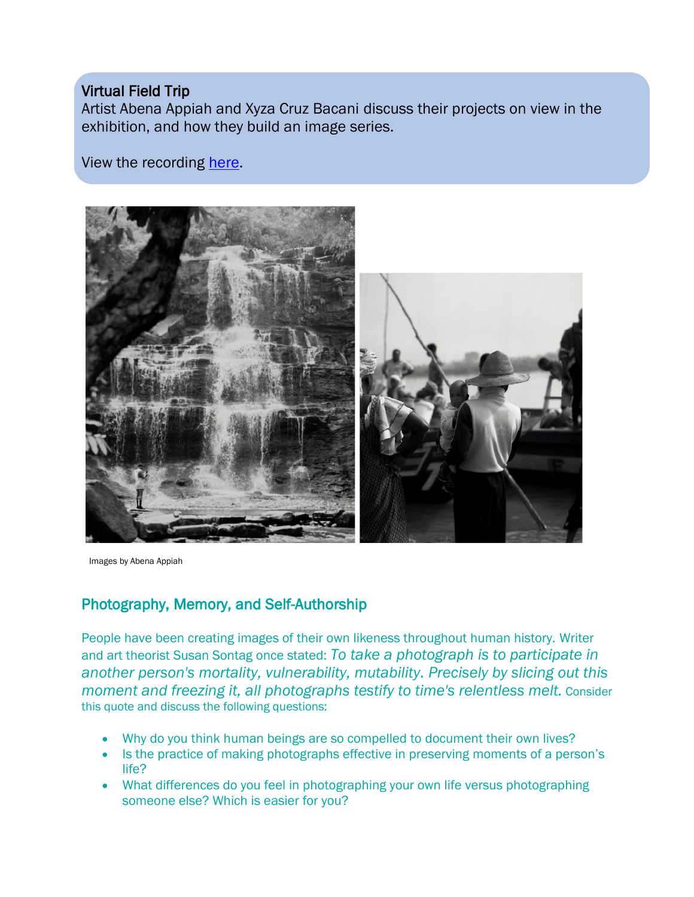**Virtual Field Trip**
Artist Abena Appiah and Xyza Cruz Bacani discuss their projects on view in the exhibition, and how they build an image series.

View the recording here.

Images by Abena Appiah

## Photography, Memory, and Self-Authorship

People have been creating images of their own likeness throughout human history. Writer and art theorist Susan Sontag once stated: *To take a photograph is to participate in another person's mortality, vulnerability, mutability. Precisely by slicing out this moment and freezing it, all photographs testify to time's relentless melt.* Consider this quote and discuss the following questions:

- Why do you think human beings are so compelled to document their own lives?
- Is the practice of making photographs effective in preserving moments of a person's life?
- What differences do you feel in photographing your own life versus photographing someone else? Which is easier for you?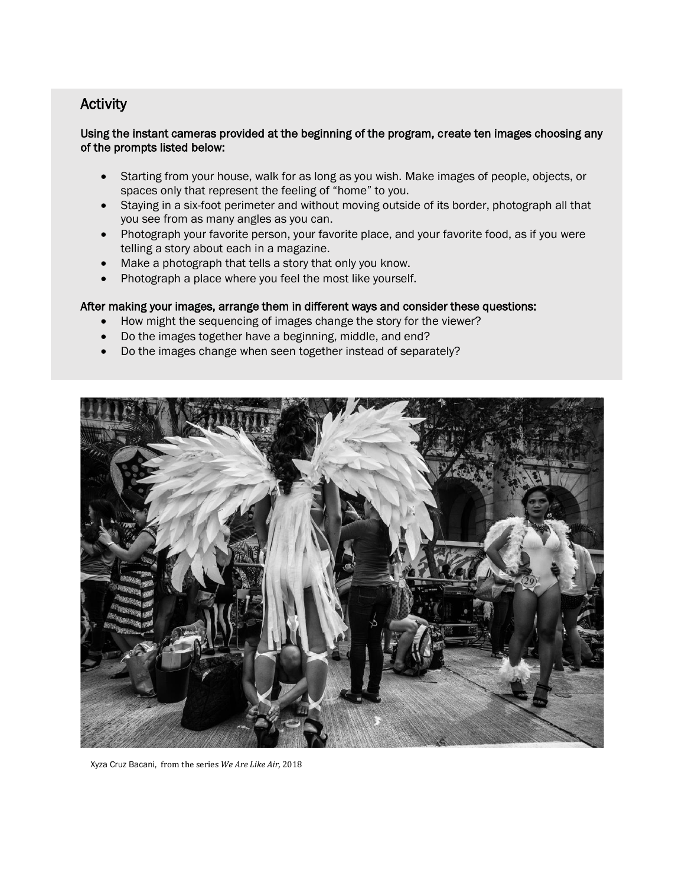## Activity

**Using the instant cameras provided at the beginning of the program, create ten images choosing any of the prompts listed below:**

- Starting from your house, walk for as long as you wish. Make images of people, objects, or spaces only that represent the feeling of "home" to you.
- Staying in a six-foot perimeter and without moving outside of its border, photograph all that you see from as many angles as you can.
- Photograph your favorite person, your favorite place, and your favorite food, as if you were telling a story about each in a magazine.
- Make a photograph that tells a story that only you know.
- Photograph a place where you feel the most like yourself.

**After making your images, arrange them in different ways and consider these questions:**

- How might the sequencing of images change the story for the viewer?
- Do the images together have a beginning, middle, and end?
- Do the images change when seen together instead of separately?

Xyza Cruz Bacani, from the series *We Are Like Air,* 2018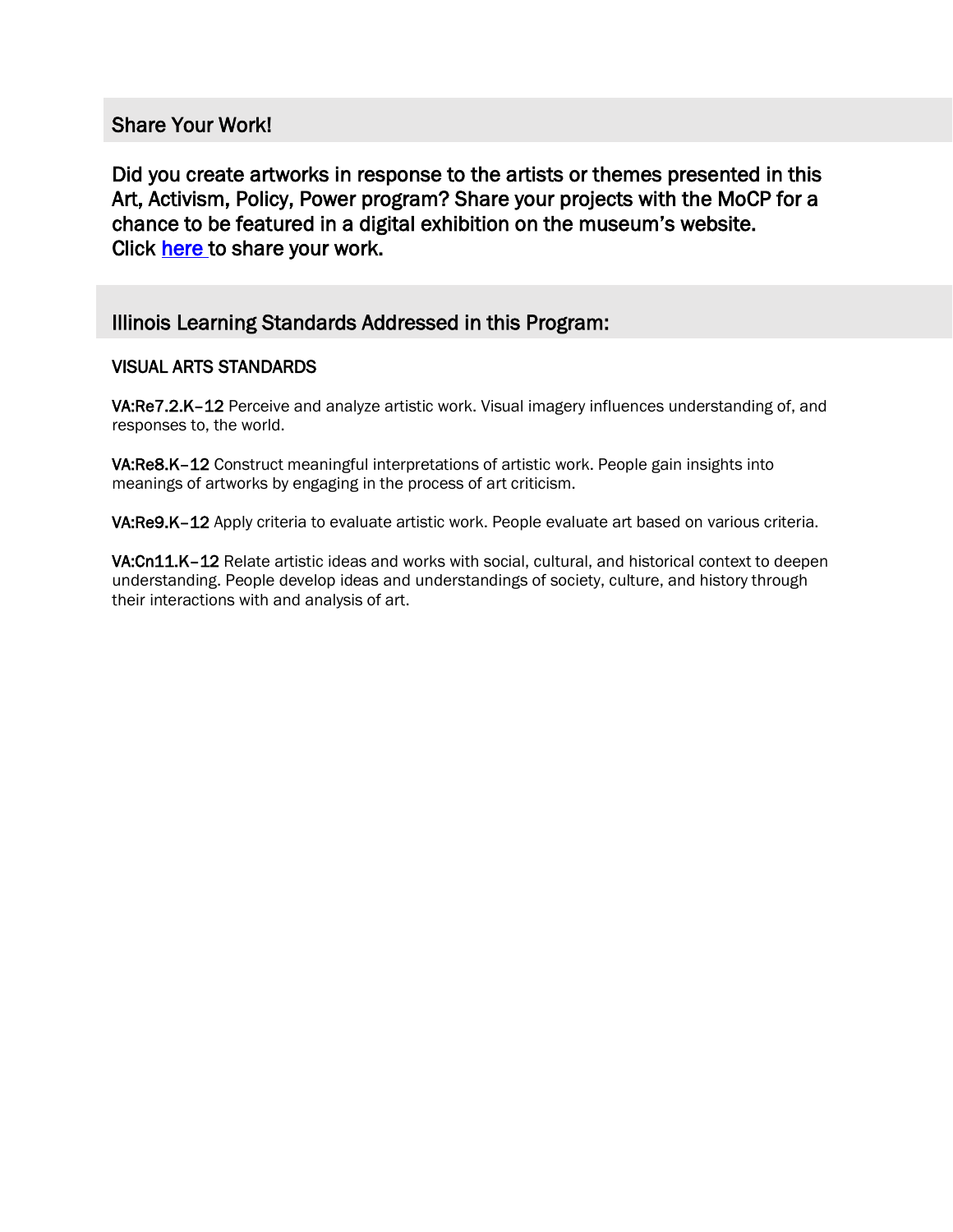## Share Your Work!

Did you create artworks in response to the artists or themes presented in this Art, Activism, Policy, Power program? Share your projects with the MoCP for a chance to be featured in a digital exhibition on the museum's website.
Click here to share your work.

## Illinois Learning Standards Addressed in this Program:

### VISUAL ARTS STANDARDS

**VA:Re7.2.K–12** Perceive and analyze artistic work. Visual imagery influences understanding of, and responses to, the world.

**VA:Re8.K–12** Construct meaningful interpretations of artistic work. People gain insights into meanings of artworks by engaging in the process of art criticism.

**VA:Re9.K–12** Apply criteria to evaluate artistic work. People evaluate art based on various criteria.

**VA:Cn11.K–12** Relate artistic ideas and works with social, cultural, and historical context to deepen understanding. People develop ideas and understandings of society, culture, and history through their interactions with and analysis of art.